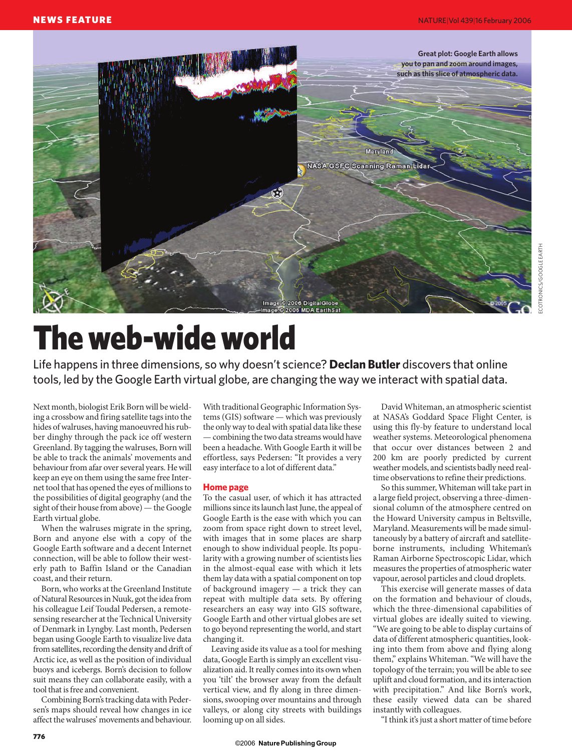Great plot: Google Earth allows you to pan and zoom around images, such as this slice of atmospheric data.

# The web-wide world

Life happens in three dimensions, so why doesn't science? **Declan Butler** discovers that online tools, led by the Google Earth virtual globe, are changing the way we interact with spatial data.

Next month, biologist Erik Born will be wielding a crossbow and firing satellite tags into the hides of walruses, having manoeuvred his rubber dinghy through the pack ice off western Greenland. By tagging the walruses, Born will be able to track the animals' movements and behaviour from afar over several years. He will keep an eye on them using the same free Internet tool that has opened the eyes of millions to the possibilities of digital geography (and the sight of their house from above) — the Google Earth virtual globe.

When the walruses migrate in the spring, Born and anyone else with a copy of the Google Earth software and a decent Internet connection, will be able to follow their westerly path to Baffin Island or the Canadian coast, and their return.

Born, who works at the Greenland Institute of Natural Resources in Nuuk, got the idea from his colleague Leif Toudal Pedersen, a remote-sensing researcher at the Technical University of Denmark in Lyngby. Last month, Pedersen began using Google Earth to visualize live data from satellites, recording the density and drift of Arctic ice, as well as the position of individual buoys and icebergs. Born's decision to follow suit means they can collaborate easily, with a tool that is free and convenient.

Combining Born's tracking data with Pedersen's maps should reveal how changes in ice affect the walruses' movements and behaviour. With traditional Geographic Information Systems (GIS) software — which was previously the only way to deal with spatial data like these — combining the two data streams would have been a headache. With Google Earth it will be effortless, says Pedersen: "It provides a very easy interface to a lot of different data."

## Home page

To the casual user, of which it has attracted millions since its launch last June, the appeal of Google Earth is the ease with which you can zoom from space right down to street level, with images that in some places are sharp enough to show individual people. Its popularity with a growing number of scientists lies in the almost-equal ease with which it lets them lay data with a spatial component on top of background imagery — a trick they can repeat with multiple data sets. By offering researchers an easy way into GIS software, Google Earth and other virtual globes are set to go beyond representing the world, and start changing it.

Leaving aside its value as a tool for meshing data, Google Earth is simply an excellent visualization aid. It really comes into its own when you 'tilt' the browser away from the default vertical view, and fly along in three dimensions, swooping over mountains and through valleys, or along city streets with buildings looming up on all sides.

David Whiteman, an atmospheric scientist at NASA's Goddard Space Flight Center, is using this fly-by feature to understand local weather systems. Meteorological phenomena that occur over distances between 2 and 200 km are poorly predicted by current weather models, and scientists badly need real-time observations to refine their predictions.

So this summer, Whiteman will take part in a large field project, observing a three-dimensional column of the atmosphere centred on the Howard University campus in Beltsville, Maryland. Measurements will be made simultaneously by a battery of aircraft and satellite-borne instruments, including Whiteman's Raman Airborne Spectroscopic Lidar, which measures the properties of atmospheric water vapour, aerosol particles and cloud droplets.

This exercise will generate masses of data on the formation and behaviour of clouds, which the three-dimensional capabilities of virtual globes are ideally suited to viewing. "We are going to be able to display curtains of data of different atmospheric quantities, looking into them from above and flying along them," explains Whiteman. "We will have the topology of the terrain; you will be able to see uplift and cloud formation, and its interaction with precipitation." And like Born's work, these easily viewed data can be shared instantly with colleagues.

"I think it's just a short matter of time before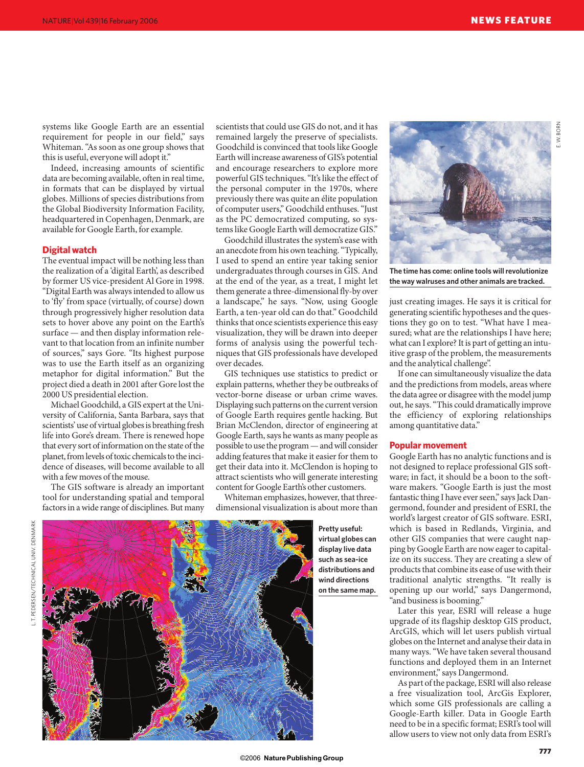systems like Google Earth are an essential requirement for people in our field," says Whiteman. "As soon as one group shows that this is useful, everyone will adopt it."

Indeed, increasing amounts of scientific data are becoming available, often in real time, in formats that can be displayed by virtual globes. Millions of species distributions from the Global Biodiversity Information Facility, headquartered in Copenhagen, Denmark, are available for Google Earth, for example.

## Digital watch

The eventual impact will be nothing less than the realization of a 'digital Earth', as described by former US vice-president Al Gore in 1998. "Digital Earth was always intended to allow us to 'fly' from space (virtually, of course) down through progressively higher resolution data sets to hover above any point on the Earth's surface — and then display information relevant to that location from an infinite number of sources," says Gore. "Its highest purpose was to use the Earth itself as an organizing metaphor for digital information." But the project died a death in 2001 after Gore lost the 2000 US presidential election.

Michael Goodchild, a GIS expert at the University of California, Santa Barbara, says that scientists' use of virtual globes is breathing fresh life into Gore's dream. There is renewed hope that every sort of information on the state of the planet, from levels of toxic chemicals to the incidence of diseases, will become available to all with a few moves of the mouse.

The GIS software is already an important tool for understanding spatial and temporal factors in a wide range of disciplines. But many scientists that could use GIS do not, and it has remained largely the preserve of specialists. Goodchild is convinced that tools like Google Earth will increase awareness of GIS's potential and encourage researchers to explore more powerful GIS techniques. "It's like the effect of the personal computer in the 1970s, where previously there was quite an élite population of computer users," Goodchild enthuses. "Just as the PC democratized computing, so systems like Google Earth will democratize GIS."

Goodchild illustrates the system's ease with an anecdote from his own teaching. "Typically, I used to spend an entire year taking senior undergraduates through courses in GIS. And at the end of the year, as a treat, I might let them generate a three-dimensional fly-by over a landscape," he says. "Now, using Google Earth, a ten-year old can do that." Goodchild thinks that once scientists experience this easy visualization, they will be drawn into deeper forms of analysis using the powerful techniques that GIS professionals have developed over decades.

GIS techniques use statistics to predict or explain patterns, whether they be outbreaks of vector-borne disease or urban crime waves. Displaying such patterns on the current version of Google Earth requires gentle hacking. But Brian McClendon, director of engineering at Google Earth, says he wants as many people as possible to use the program — and will consider adding features that make it easier for them to get their data into it. McClendon is hoping to attract scientists who will generate interesting content for Google Earth's other customers.

Whiteman emphasizes, however, that three-dimensional visualization is about more than just creating images. He says it is critical for generating scientific hypotheses and the questions they go on to test. "What have I measured; what are the relationships I have here; what can I explore? It is part of getting an intuitive grasp of the problem, the measurements and the analytical challenge".

If one can simultaneously visualize the data and the predictions from models, areas where the data agree or disagree with the model jump out, he says. "This could dramatically improve the efficiency of exploring relationships among quantitative data."

The time has come: online tools will revolutionize the way walruses and other animals are tracked.

Pretty useful: virtual globes can display live data such as sea-ice distributions and wind directions on the same map.

## Popular movement

Google Earth has no analytic functions and is not designed to replace professional GIS software; in fact, it should be a boon to the software makers. "Google Earth is just the most fantastic thing I have ever seen," says Jack Dangermond, founder and president of ESRI, the world's largest creator of GIS software. ESRI, which is based in Redlands, Virginia, and other GIS companies that were caught napping by Google Earth are now eager to capitalize on its success. They are creating a slew of products that combine its ease of use with their traditional analytic strengths. "It really is opening up our world," says Dangermond, "and business is booming."

Later this year, ESRI will release a huge upgrade of its flagship desktop GIS product, ArcGIS, which will let users publish virtual globes on the Internet and analyse their data in many ways. "We have taken several thousand functions and deployed them in an Internet environment," says Dangermond.

As part of the package, ESRI will also release a free visualization tool, ArcGis Explorer, which some GIS professionals are calling a Google-Earth killer. Data in Google Earth need to be in a specific format; ESRI's tool will allow users to view not only data from ESRI's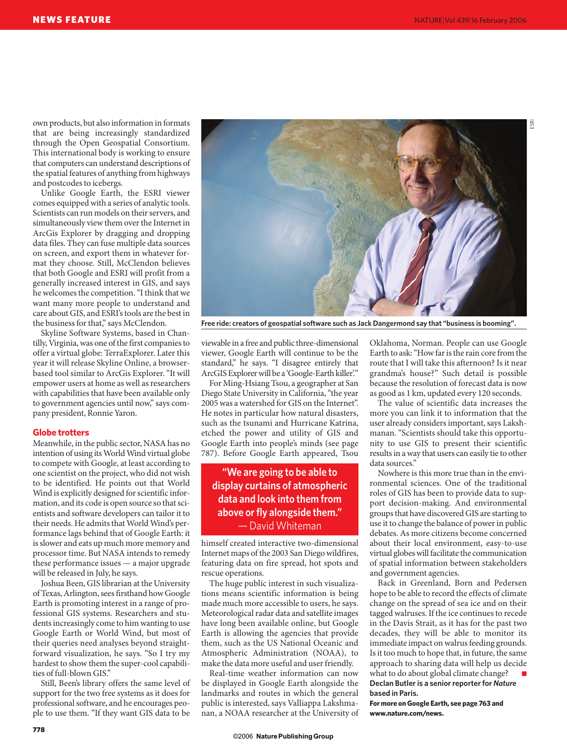own products, but also information in formats that are being increasingly standardized through the Open Geospatial Consortium. This international body is working to ensure that computers can understand descriptions of the spatial features of anything from highways and postcodes to icebergs.

Unlike Google Earth, the ESRI viewer comes equipped with a series of analytic tools. Scientists can run models on their servers, and simultaneously view them over the Internet in ArcGis Explorer by dragging and dropping data files. They can fuse multiple data sources on screen, and export them in whatever format they choose. Still, McClendon believes that both Google and ESRI will profit from a generally increased interest in GIS, and says he welcomes the competition. "I think that we want many more people to understand and care about GIS, and ESRI's tools are the best in the business for that," says McClendon.

Skyline Software Systems, based in Chantilly, Virginia, was one of the first companies to offer a virtual globe: TerraExplorer. Later this year it will release Skyline Online, a browser-based tool similar to ArcGis Explorer. "It will empower users at home as well as researchers with capabilities that have been available only to government agencies until now," says company president, Ronnie Yaron.

## Globe trotters

Meanwhile, in the public sector, NASA has no intention of using its World Wind virtual globe to compete with Google, at least according to one scientist on the project, who did not wish to be identified. He points out that World Wind is explicitly designed for scientific information, and its code is open source so that scientists and software developers can tailor it to their needs. He admits that World Wind's performance lags behind that of Google Earth: it is slower and eats up much more memory and processor time. But NASA intends to remedy these performance issues — a major upgrade will be released in July, he says.

Joshua Been, GIS librarian at the University of Texas, Arlington, sees firsthand how Google Earth is promoting interest in a range of professional GIS systems. Researchers and students increasingly come to him wanting to use Google Earth or World Wind, but most of their queries need analyses beyond straightforward visualization, he says. "So I try my hardest to show them the super-cool capabilities of full-blown GIS."

Still, Been's library offers the same level of support for the two free systems as it does for professional software, and he encourages people to use them. "If they want GIS data to be viewable in a free and public three-dimensional viewer, Google Earth will continue to be the standard," he says. "I disagree entirely that ArcGIS Explorer will be a 'Google-Earth killer'."

Free ride: creators of geospatial software such as Jack Dangermond say that "business is booming".

For Ming-Hsiang Tsou, a geographer at San Diego State University in California, "the year 2005 was a watershed for GIS on the Internet". He notes in particular how natural disasters, such as the tsunami and Hurricane Katrina, etched the power and utility of GIS and Google Earth into people's minds (see page 787). Before Google Earth appeared, Tsou himself created interactive two-dimensional Internet maps of the 2003 San Diego wildfires, featuring data on fire spread, hot spots and rescue operations.

> "We are going to be able to display curtains of atmospheric data and look into them from above or fly alongside them." — David Whiteman

The huge public interest in such visualizations means scientific information is being made much more accessible to users, he says. Meteorological radar data and satellite images have long been available online, but Google Earth is allowing the agencies that provide them, such as the US National Oceanic and Atmospheric Administration (NOAA), to make the data more useful and user friendly.

Real-time weather information can now be displayed in Google Earth alongside the landmarks and routes in which the general public is interested, says Valliappa Lakshmanan, a NOAA researcher at the University of Oklahoma, Norman. People can use Google Earth to ask: "How far is the rain core from the route that I will take this afternoon? Is it near grandma's house?" Such detail is possible because the resolution of forecast data is now as good as 1 km, updated every 120 seconds.

The value of scientific data increases the more you can link it to information that the user already considers important, says Lakshmanan. "Scientists should take this opportunity to use GIS to present their scientific results in a way that users can easily tie to other data sources."

Nowhere is this more true than in the environmental sciences. One of the traditional roles of GIS has been to provide data to support decision-making. And environmental groups that have discovered GIS are starting to use it to change the balance of power in public debates. As more citizens become concerned about their local environment, easy-to-use virtual globes will facilitate the communication of spatial information between stakeholders and government agencies.

Back in Greenland, Born and Pedersen hope to be able to record the effects of climate change on the spread of sea ice and on their tagged walruses. If the ice continues to recede in the Davis Strait, as it has for the past two decades, they will be able to monitor its immediate impact on walrus feeding grounds. Is it too much to hope that, in future, the same approach to sharing data will help us decide what to do about global climate change? ■

**Declan Butler is a senior reporter for *Nature* based in Paris.**

**For more on Google Earth, see page 763 and www.nature.com/news.**